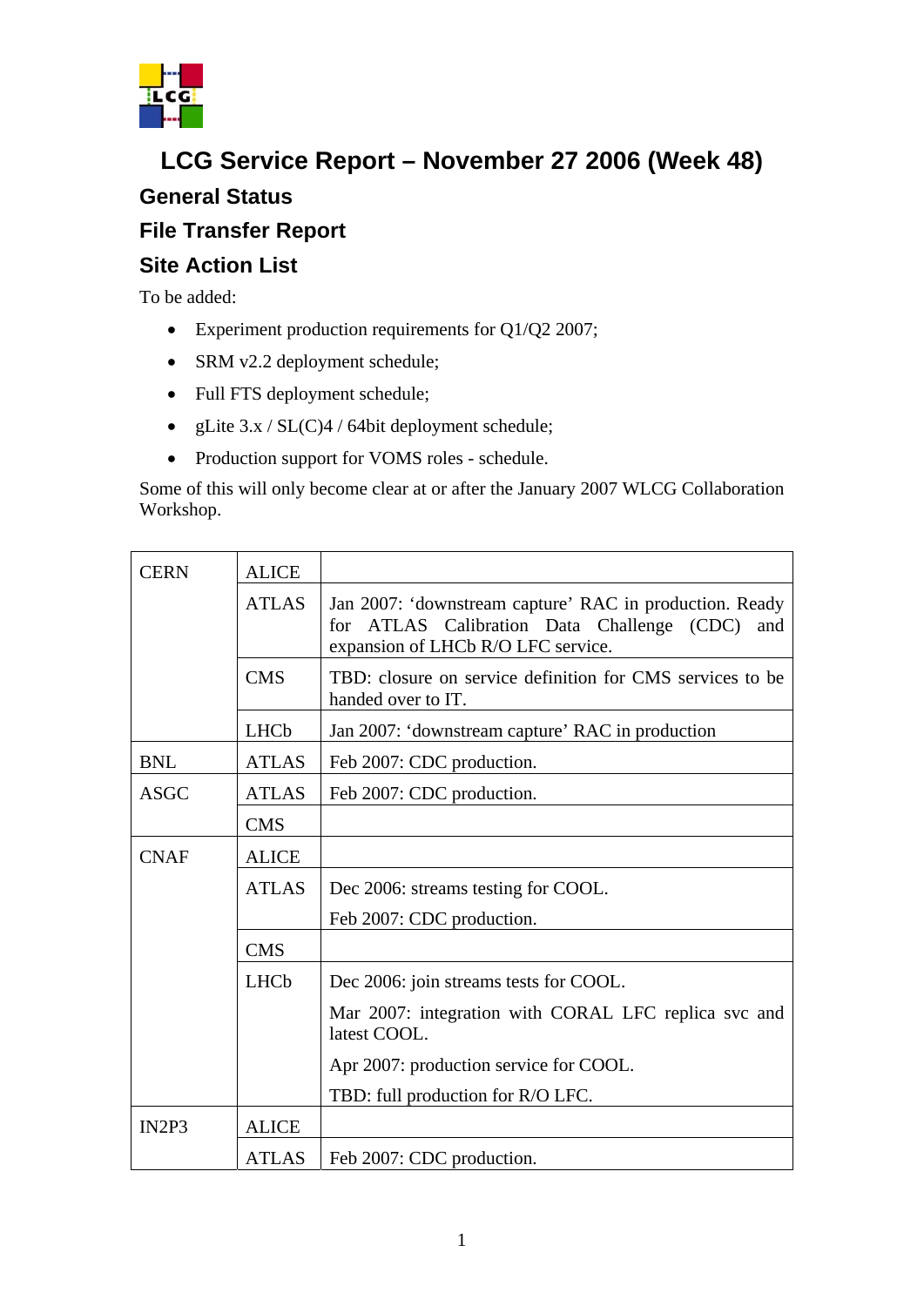# LCG Service Report – November 27 2006 (Week 48)

## General Status

## File Transfer Report

## Site Action List

To be added:

- Experiment production requirements for Q1/Q2 2007;
- SRM v2.2 deployment schedule;
- Full FTS deployment schedule;
- gLite 3.x / SL(C)4 / 64bit deployment schedule;
- Production support for VOMS roles - schedule.

Some of this will only become clear at or after the January 2007 WLCG Collaboration Workshop.

| | | |
|---|---|---|
| CERN | ALICE | |
| | ATLAS | Jan 2007: 'downstream capture' RAC in production. Ready for ATLAS Calibration Data Challenge (CDC) and expansion of LHCb R/O LFC service. |
| | CMS | TBD: closure on service definition for CMS services to be handed over to IT. |
| | LHCb | Jan 2007: 'downstream capture' RAC in production |
| BNL | ATLAS | Feb 2007: CDC production. |
| ASGC | ATLAS | Feb 2007: CDC production. |
| | CMS | |
| CNAF | ALICE | |
| | ATLAS | Dec 2006: streams testing for COOL.<br>Feb 2007: CDC production. |
| | CMS | |
| | LHCb | Dec 2006: join streams tests for COOL.<br>Mar 2007: integration with CORAL LFC replica svc and latest COOL.<br>Apr 2007: production service for COOL.<br>TBD: full production for R/O LFC. |
| IN2P3 | ALICE | |
| | ATLAS | Feb 2007: CDC production. |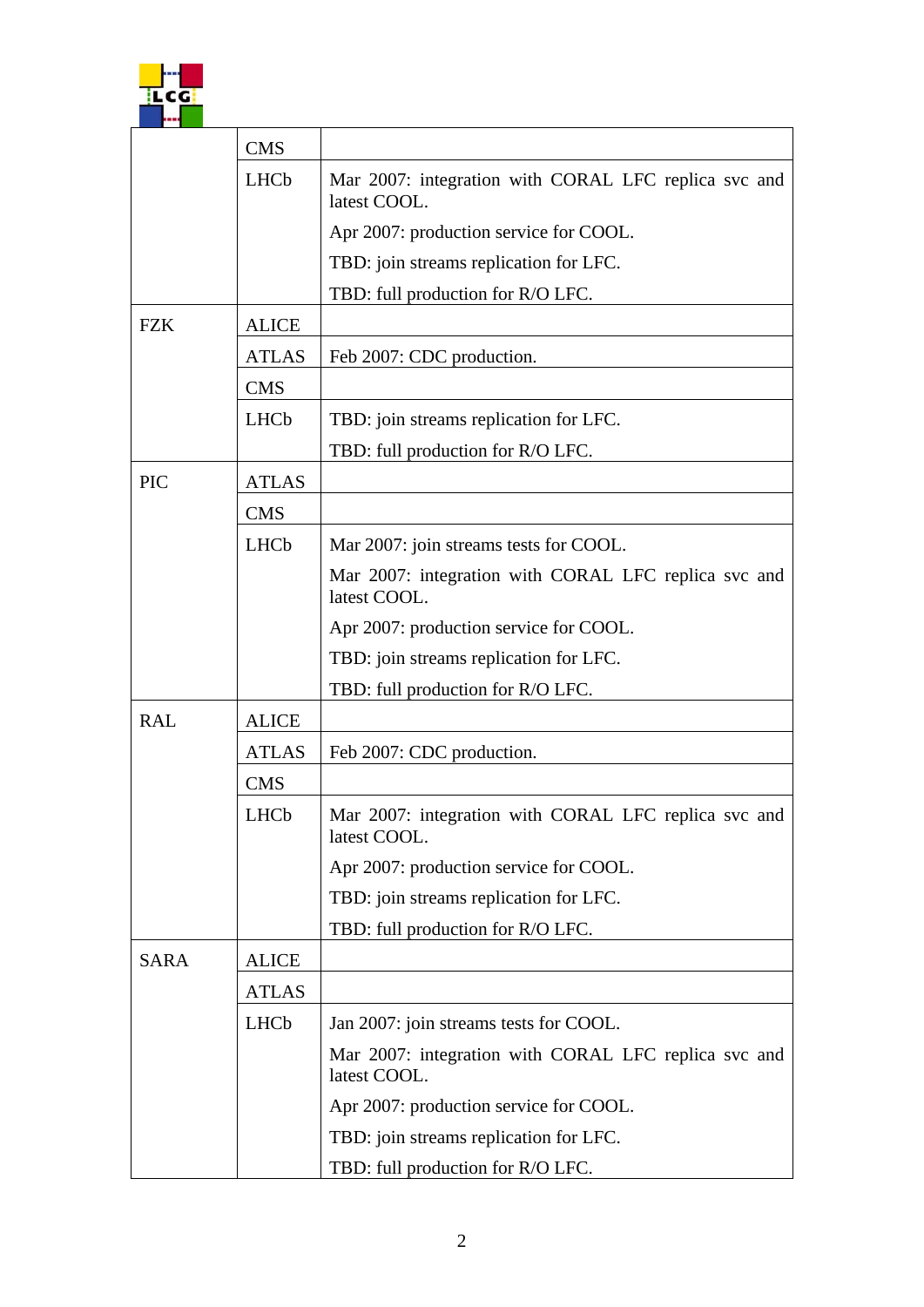| | | |
|---|---|---|
| | CMS | |
| | LHCb | Mar 2007: integration with CORAL LFC replica svc and latest COOL.<br>Apr 2007: production service for COOL.<br>TBD: join streams replication for LFC.<br>TBD: full production for R/O LFC. |
| FZK | ALICE | |
| | ATLAS | Feb 2007: CDC production. |
| | CMS | |
| | LHCb | TBD: join streams replication for LFC.<br>TBD: full production for R/O LFC. |
| PIC | ATLAS | |
| | CMS | |
| | LHCb | Mar 2007: join streams tests for COOL.<br>Mar 2007: integration with CORAL LFC replica svc and latest COOL.<br>Apr 2007: production service for COOL.<br>TBD: join streams replication for LFC.<br>TBD: full production for R/O LFC. |
| RAL | ALICE | |
| | ATLAS | Feb 2007: CDC production. |
| | CMS | |
| | LHCb | Mar 2007: integration with CORAL LFC replica svc and latest COOL.<br>Apr 2007: production service for COOL.<br>TBD: join streams replication for LFC.<br>TBD: full production for R/O LFC. |
| SARA | ALICE | |
| | ATLAS | |
| | LHCb | Jan 2007: join streams tests for COOL.<br>Mar 2007: integration with CORAL LFC replica svc and latest COOL.<br>Apr 2007: production service for COOL.<br>TBD: join streams replication for LFC.<br>TBD: full production for R/O LFC. |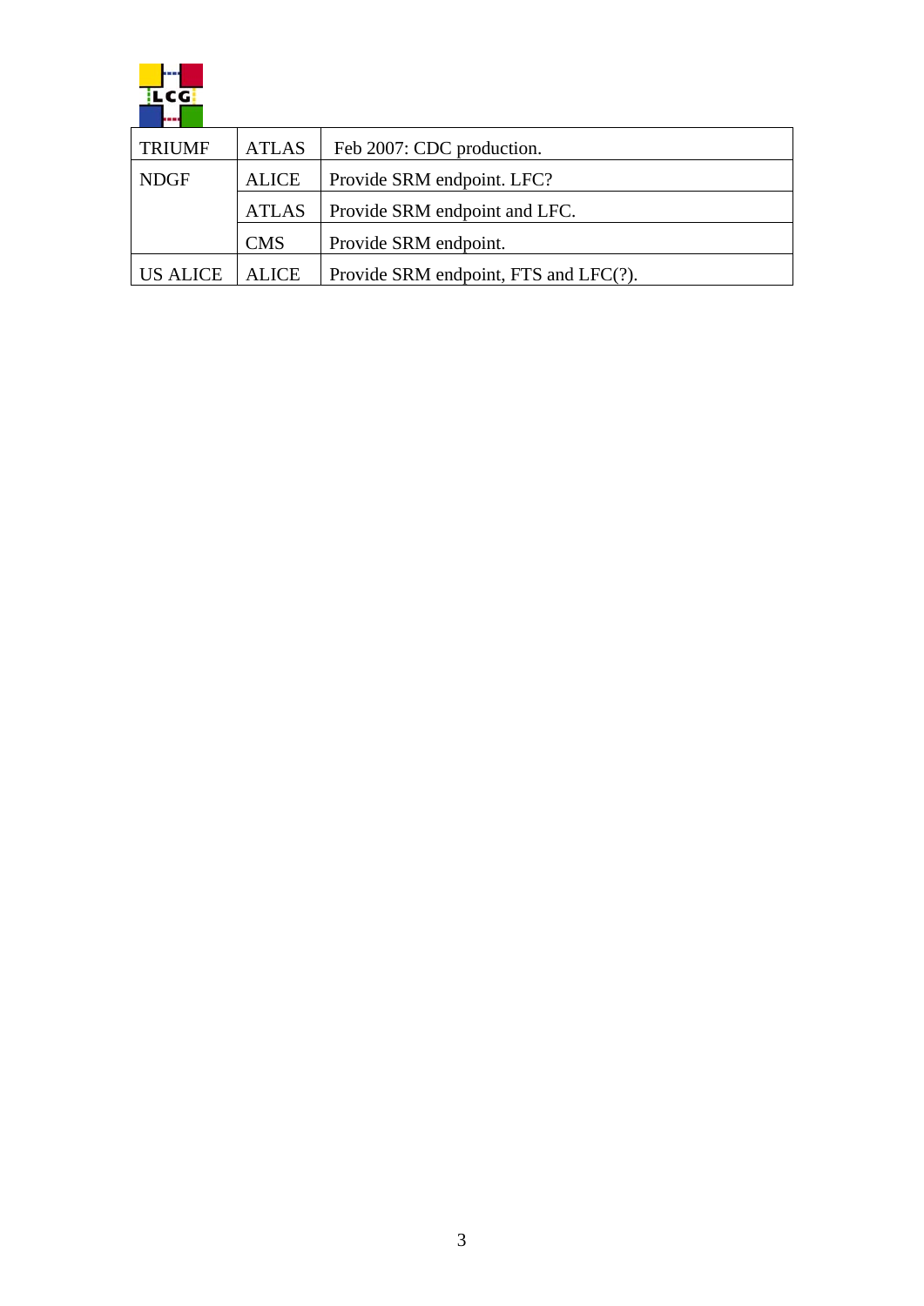| | | |
|---|---|---|
| TRIUMF | ATLAS | Feb 2007: CDC production. |
| NDGF | ALICE | Provide SRM endpoint. LFC? |
| | ATLAS | Provide SRM endpoint and LFC. |
| | CMS | Provide SRM endpoint. |
| US ALICE | ALICE | Provide SRM endpoint, FTS and LFC(?). |